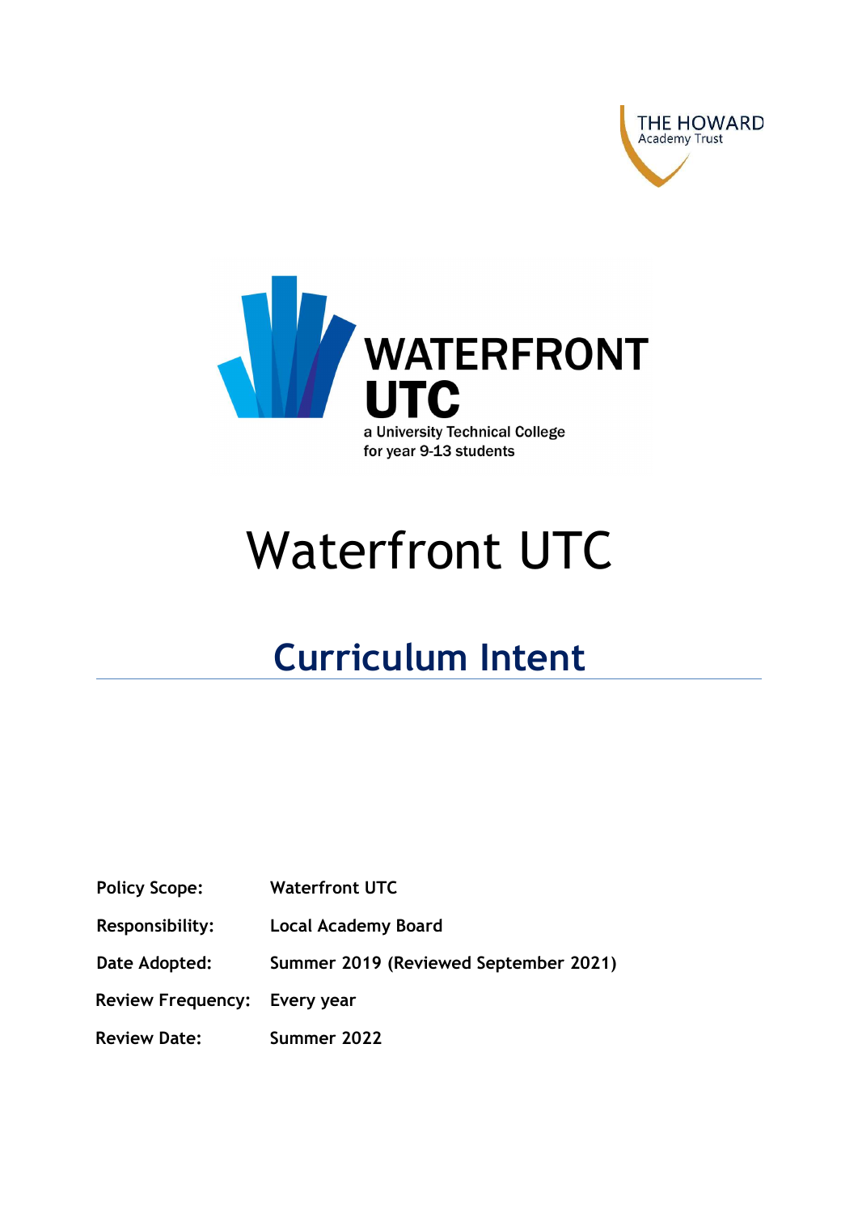THE HOWARD
Academy Trust

WATERFRONT
UTC
a University Technical College
for year 9-13 students

# Waterfront UTC

## Curriculum Intent

| | |
|---|---|
| **Policy Scope:** | **Waterfront UTC** |
| **Responsibility:** | **Local Academy Board** |
| **Date Adopted:** | **Summer 2019 (Reviewed September 2021)** |
| **Review Frequency:** | **Every year** |
| **Review Date:** | **Summer 2022** |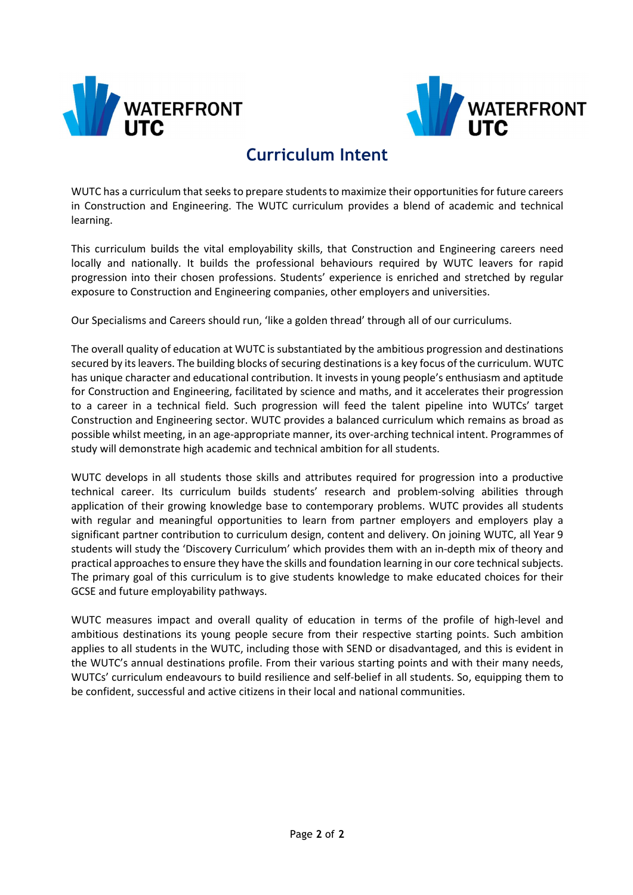# Curriculum Intent

WUTC has a curriculum that seeks to prepare students to maximize their opportunities for future careers in Construction and Engineering. The WUTC curriculum provides a blend of academic and technical learning.

This curriculum builds the vital employability skills, that Construction and Engineering careers need locally and nationally. It builds the professional behaviours required by WUTC leavers for rapid progression into their chosen professions. Students' experience is enriched and stretched by regular exposure to Construction and Engineering companies, other employers and universities.

Our Specialisms and Careers should run, 'like a golden thread' through all of our curriculums.

The overall quality of education at WUTC is substantiated by the ambitious progression and destinations secured by its leavers. The building blocks of securing destinations is a key focus of the curriculum. WUTC has unique character and educational contribution. It invests in young people's enthusiasm and aptitude for Construction and Engineering, facilitated by science and maths, and it accelerates their progression to a career in a technical field. Such progression will feed the talent pipeline into WUTCs' target Construction and Engineering sector. WUTC provides a balanced curriculum which remains as broad as possible whilst meeting, in an age-appropriate manner, its over-arching technical intent. Programmes of study will demonstrate high academic and technical ambition for all students.

WUTC develops in all students those skills and attributes required for progression into a productive technical career. Its curriculum builds students' research and problem-solving abilities through application of their growing knowledge base to contemporary problems. WUTC provides all students with regular and meaningful opportunities to learn from partner employers and employers play a significant partner contribution to curriculum design, content and delivery. On joining WUTC, all Year 9 students will study the 'Discovery Curriculum' which provides them with an in-depth mix of theory and practical approaches to ensure they have the skills and foundation learning in our core technical subjects. The primary goal of this curriculum is to give students knowledge to make educated choices for their GCSE and future employability pathways.

WUTC measures impact and overall quality of education in terms of the profile of high-level and ambitious destinations its young people secure from their respective starting points. Such ambition applies to all students in the WUTC, including those with SEND or disadvantaged, and this is evident in the WUTC's annual destinations profile. From their various starting points and with their many needs, WUTCs' curriculum endeavours to build resilience and self-belief in all students. So, equipping them to be confident, successful and active citizens in their local and national communities.